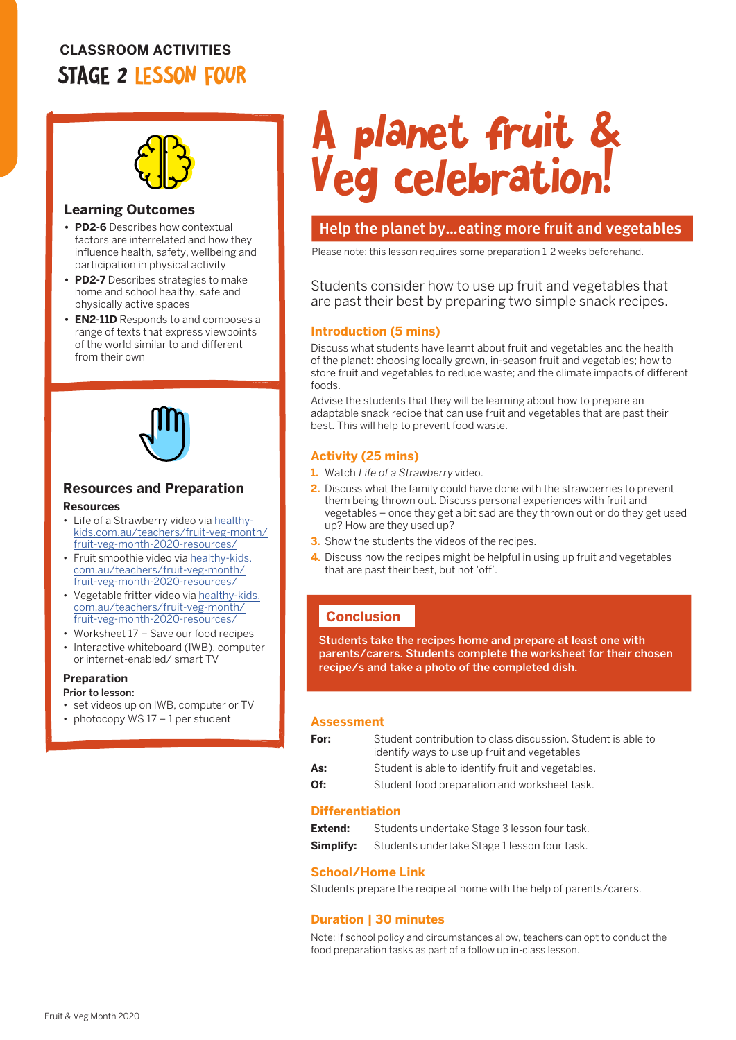CLASSROOM ACTIVITIES

# STAGE 2 LESSON FOUR

## Learning Outcomes

- **PD2-6** Describes how contextual factors are interrelated and how they influence health, safety, wellbeing and participation in physical activity
- **PD2-7** Describes strategies to make home and school healthy, safe and physically active spaces
- **EN2-11D** Responds to and composes a range of texts that express viewpoints of the world similar to and different from their own

## Resources and Preparation

### Resources

- Life of a Strawberry video via healthy-kids.com.au/teachers/fruit-veg-month/fruit-veg-month-2020-resources/
- Fruit smoothie video via healthy-kids.com.au/teachers/fruit-veg-month/fruit-veg-month-2020-resources/
- Vegetable fritter video via healthy-kids.com.au/teachers/fruit-veg-month/fruit-veg-month-2020-resources/
- Worksheet 17 – Save our food recipes
- Interactive whiteboard (IWB), computer or internet-enabled/ smart TV

### Preparation

Prior to lesson:

- set videos up on IWB, computer or TV
- photocopy WS 17 – 1 per student

# A planet fruit & Veg celebration!

## Help the planet by...eating more fruit and vegetables

Please note: this lesson requires some preparation 1-2 weeks beforehand.

Students consider how to use up fruit and vegetables that are past their best by preparing two simple snack recipes.

### Introduction (5 mins)

Discuss what students have learnt about fruit and vegetables and the health of the planet: choosing locally grown, in-season fruit and vegetables; how to store fruit and vegetables to reduce waste; and the climate impacts of different foods.

Advise the students that they will be learning about how to prepare an adaptable snack recipe that can use fruit and vegetables that are past their best. This will help to prevent food waste.

### Activity (25 mins)

1. Watch *Life of a Strawberry* video.
2. Discuss what the family could have done with the strawberries to prevent them being thrown out. Discuss personal experiences with fruit and vegetables – once they get a bit sad are they thrown out or do they get used up? How are they used up?
3. Show the students the videos of the recipes.
4. Discuss how the recipes might be helpful in using up fruit and vegetables that are past their best, but not 'off'.

### Conclusion

**Students take the recipes home and prepare at least one with parents/carers. Students complete the worksheet for their chosen recipe/s and take a photo of the completed dish.**

### Assessment

**For:** Student contribution to class discussion. Student is able to identify ways to use up fruit and vegetables

**As:** Student is able to identify fruit and vegetables.

**Of:** Student food preparation and worksheet task.

### Differentiation

**Extend:** Students undertake Stage 3 lesson four task.

**Simplify:** Students undertake Stage 1 lesson four task.

### School/Home Link

Students prepare the recipe at home with the help of parents/carers.

### Duration | 30 minutes

Note: if school policy and circumstances allow, teachers can opt to conduct the food preparation tasks as part of a follow up in-class lesson.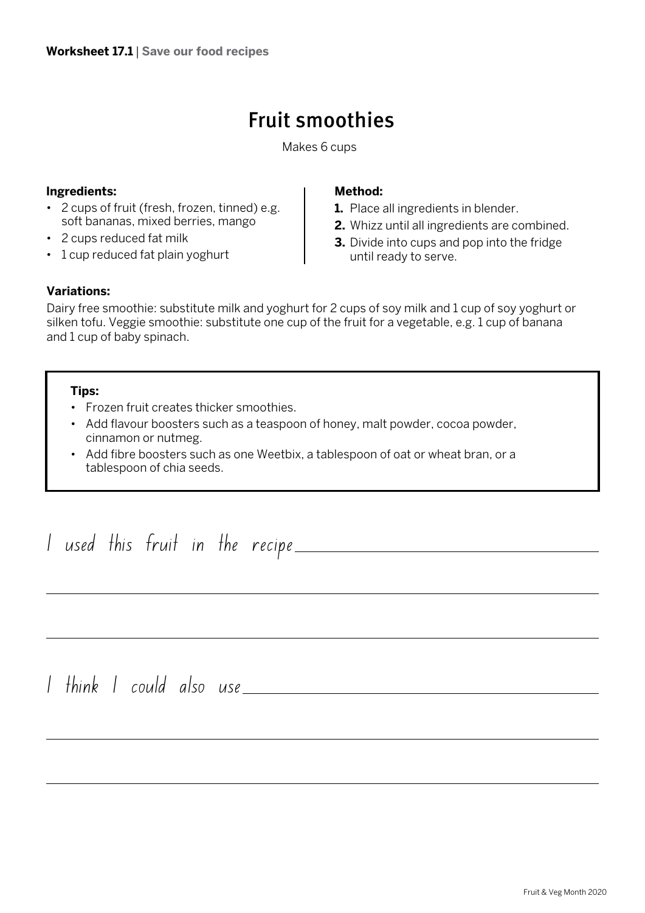**Worksheet 17.1** | **Save our food recipes**

# Fruit smoothies

Makes 6 cups

**Ingredients:**

- 2 cups of fruit (fresh, frozen, tinned) e.g. soft bananas, mixed berries, mango
- 2 cups reduced fat milk
- 1 cup reduced fat plain yoghurt

**Method:**

1. Place all ingredients in blender.
2. Whizz until all ingredients are combined.
3. Divide into cups and pop into the fridge until ready to serve.

**Variations:**

Dairy free smoothie: substitute milk and yoghurt for 2 cups of soy milk and 1 cup of soy yoghurt or silken tofu. Veggie smoothie: substitute one cup of the fruit for a vegetable, e.g. 1 cup of banana and 1 cup of baby spinach.

**Tips:**

- Frozen fruit creates thicker smoothies.
- Add flavour boosters such as a teaspoon of honey, malt powder, cocoa powder, cinnamon or nutmeg.
- Add fibre boosters such as one Weetbix, a tablespoon of oat or wheat bran, or a tablespoon of chia seeds.

I used this fruit in the recipe ________________________________

________________________________________________________________

________________________________________________________________

I think I could also use ________________________________

________________________________________________________________

________________________________________________________________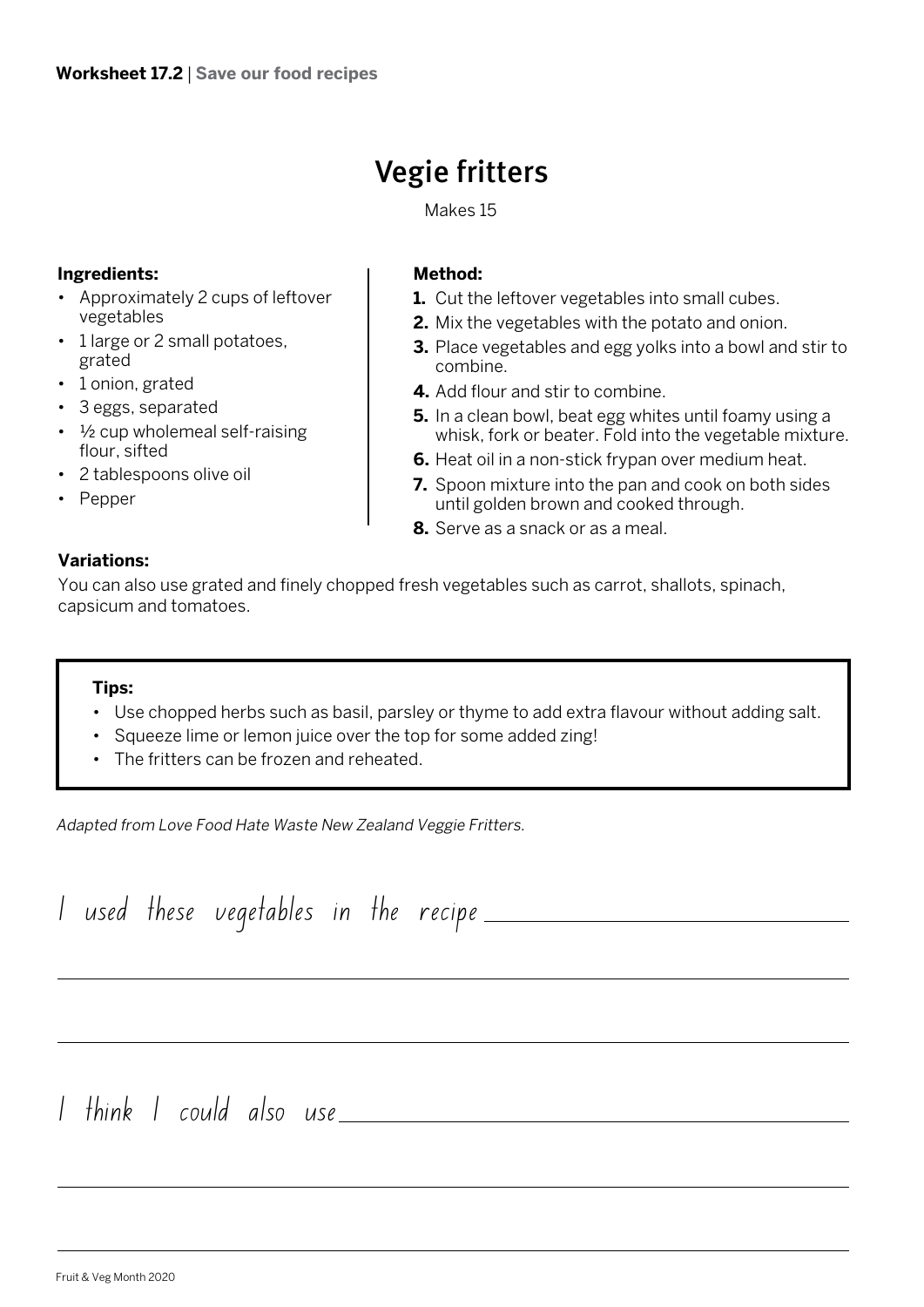**Worksheet 17.2** | **Save our food recipes**

# Vegie fritters

Makes 15

**Ingredients:**

- Approximately 2 cups of leftover vegetables
- 1 large or 2 small potatoes, grated
- 1 onion, grated
- 3 eggs, separated
- ½ cup wholemeal self-raising flour, sifted
- 2 tablespoons olive oil
- Pepper

**Method:**

1. Cut the leftover vegetables into small cubes.
2. Mix the vegetables with the potato and onion.
3. Place vegetables and egg yolks into a bowl and stir to combine.
4. Add flour and stir to combine.
5. In a clean bowl, beat egg whites until foamy using a whisk, fork or beater. Fold into the vegetable mixture.
6. Heat oil in a non-stick frypan over medium heat.
7. Spoon mixture into the pan and cook on both sides until golden brown and cooked through.
8. Serve as a snack or as a meal.

**Variations:**

You can also use grated and finely chopped fresh vegetables such as carrot, shallots, spinach, capsicum and tomatoes.

**Tips:**

- Use chopped herbs such as basil, parsley or thyme to add extra flavour without adding salt.
- Squeeze lime or lemon juice over the top for some added zing!
- The fritters can be frozen and reheated.

*Adapted from Love Food Hate Waste New Zealand Veggie Fritters.*

I used these vegetables in the recipe ______________________________

______________________________________________________________

______________________________________________________________

I think I could also use ______________________________________

______________________________________________________________

______________________________________________________________